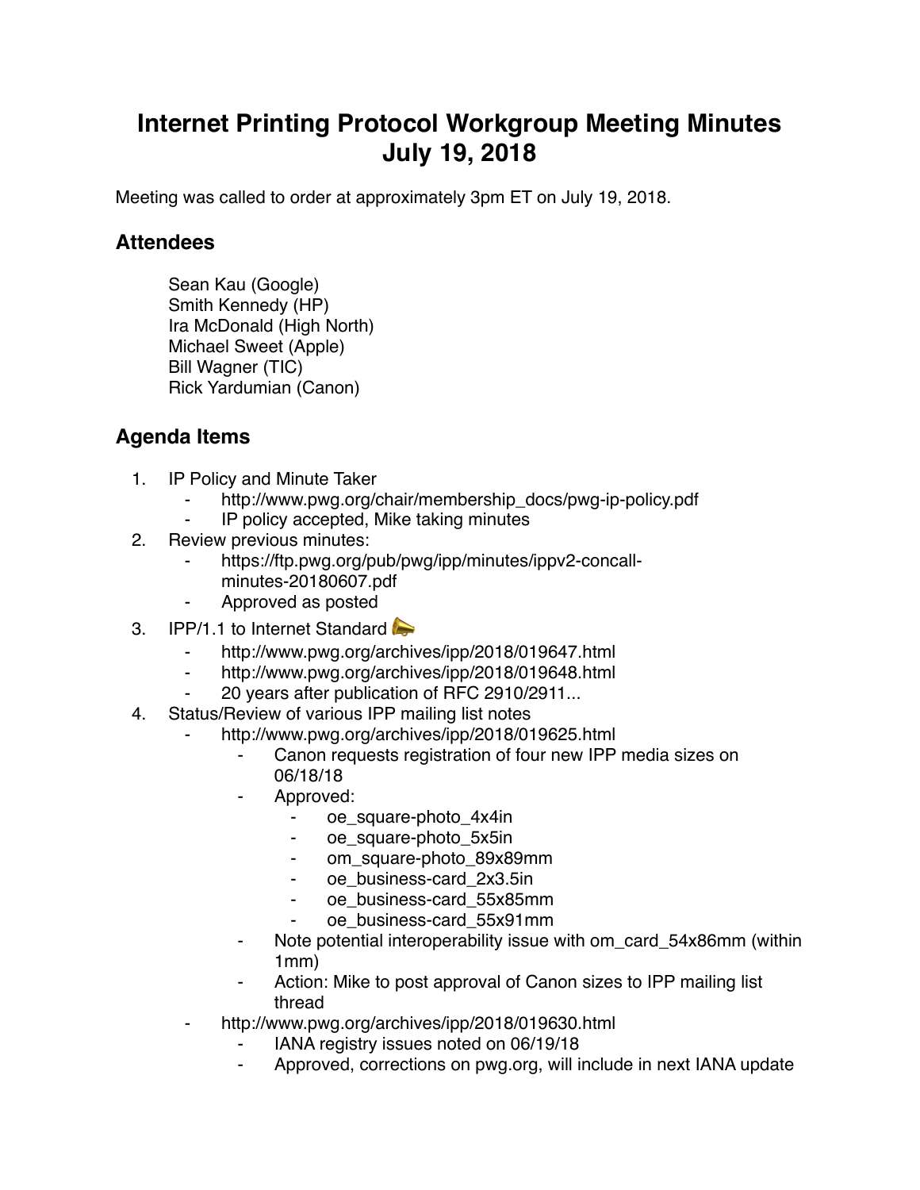# Internet Printing Protocol Workgroup Meeting Minutes
# July 19, 2018

Meeting was called to order at approximately 3pm ET on July 19, 2018.

## Attendees

Sean Kau (Google)
Smith Kennedy (HP)
Ira McDonald (High North)
Michael Sweet (Apple)
Bill Wagner (TIC)
Rick Yardumian (Canon)

## Agenda Items

1. IP Policy and Minute Taker
    - http://www.pwg.org/chair/membership_docs/pwg-ip-policy.pdf
    - IP policy accepted, Mike taking minutes
2. Review previous minutes:
    - https://ftp.pwg.org/pub/pwg/ipp/minutes/ippv2-concall-minutes-20180607.pdf
    - Approved as posted
3. IPP/1.1 to Internet Standard 📯
    - http://www.pwg.org/archives/ipp/2018/019647.html
    - http://www.pwg.org/archives/ipp/2018/019648.html
    - 20 years after publication of RFC 2910/2911...
4. Status/Review of various IPP mailing list notes
    - http://www.pwg.org/archives/ipp/2018/019625.html
        - Canon requests registration of four new IPP media sizes on 06/18/18
        - Approved:
            - oe_square-photo_4x4in
            - oe_square-photo_5x5in
            - om_square-photo_89x89mm
            - oe_business-card_2x3.5in
            - oe_business-card_55x85mm
            - oe_business-card_55x91mm
        - Note potential interoperability issue with om_card_54x86mm (within 1mm)
        - Action: Mike to post approval of Canon sizes to IPP mailing list thread
    - http://www.pwg.org/archives/ipp/2018/019630.html
        - IANA registry issues noted on 06/19/18
        - Approved, corrections on pwg.org, will include in next IANA update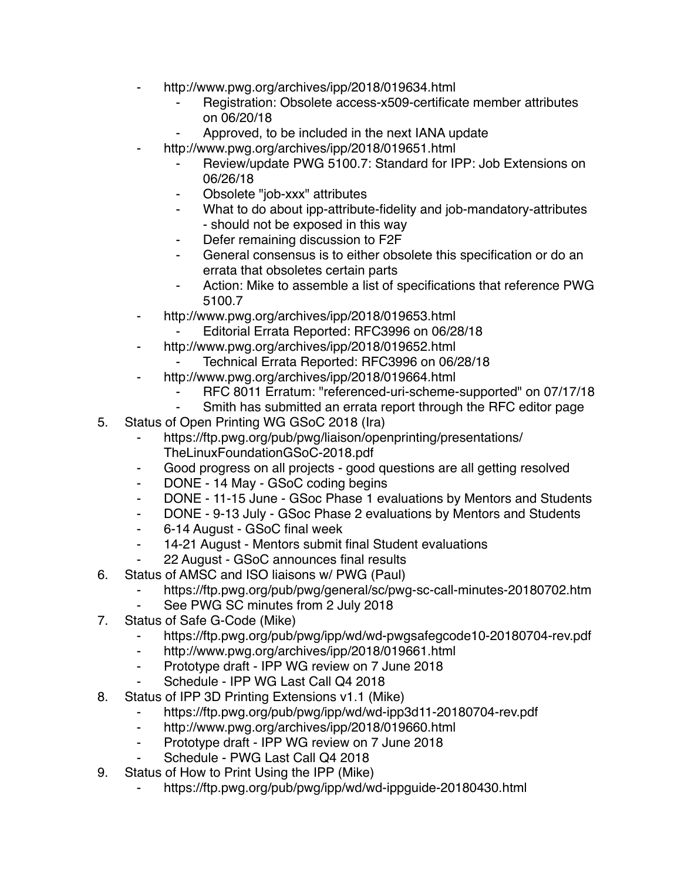- http://www.pwg.org/archives/ipp/2018/019634.html
    - Registration: Obsolete access-x509-certificate member attributes on 06/20/18
    - Approved, to be included in the next IANA update
- http://www.pwg.org/archives/ipp/2018/019651.html
    - Review/update PWG 5100.7: Standard for IPP: Job Extensions on 06/26/18
    - Obsolete "job-xxx" attributes
    - What to do about ipp-attribute-fidelity and job-mandatory-attributes - should not be exposed in this way
    - Defer remaining discussion to F2F
    - General consensus is to either obsolete this specification or do an errata that obsoletes certain parts
    - Action: Mike to assemble a list of specifications that reference PWG 5100.7
- http://www.pwg.org/archives/ipp/2018/019653.html
    - Editorial Errata Reported: RFC3996 on 06/28/18
- http://www.pwg.org/archives/ipp/2018/019652.html
    - Technical Errata Reported: RFC3996 on 06/28/18
- http://www.pwg.org/archives/ipp/2018/019664.html
    - RFC 8011 Erratum: "referenced-uri-scheme-supported" on 07/17/18
    - Smith has submitted an errata report through the RFC editor page

5. Status of Open Printing WG GSoC 2018 (Ira)
    - https://ftp.pwg.org/pub/pwg/liaison/openprinting/presentations/TheLinuxFoundationGSoC-2018.pdf
    - Good progress on all projects - good questions are all getting resolved
    - DONE - 14 May - GSoC coding begins
    - DONE - 11-15 June - GSoc Phase 1 evaluations by Mentors and Students
    - DONE - 9-13 July - GSoc Phase 2 evaluations by Mentors and Students
    - 6-14 August - GSoC final week
    - 14-21 August - Mentors submit final Student evaluations
    - 22 August - GSoC announces final results
6. Status of AMSC and ISO liaisons w/ PWG (Paul)
    - https://ftp.pwg.org/pub/pwg/general/sc/pwg-sc-call-minutes-20180702.htm
    - See PWG SC minutes from 2 July 2018
7. Status of Safe G-Code (Mike)
    - https://ftp.pwg.org/pub/pwg/ipp/wd/wd-pwgsafegcode10-20180704-rev.pdf
    - http://www.pwg.org/archives/ipp/2018/019661.html
    - Prototype draft - IPP WG review on 7 June 2018
    - Schedule - IPP WG Last Call Q4 2018
8. Status of IPP 3D Printing Extensions v1.1 (Mike)
    - https://ftp.pwg.org/pub/pwg/ipp/wd/wd-ipp3d11-20180704-rev.pdf
    - http://www.pwg.org/archives/ipp/2018/019660.html
    - Prototype draft - IPP WG review on 7 June 2018
    - Schedule - PWG Last Call Q4 2018
9. Status of How to Print Using the IPP (Mike)
    - https://ftp.pwg.org/pub/pwg/ipp/wd/wd-ippguide-20180430.html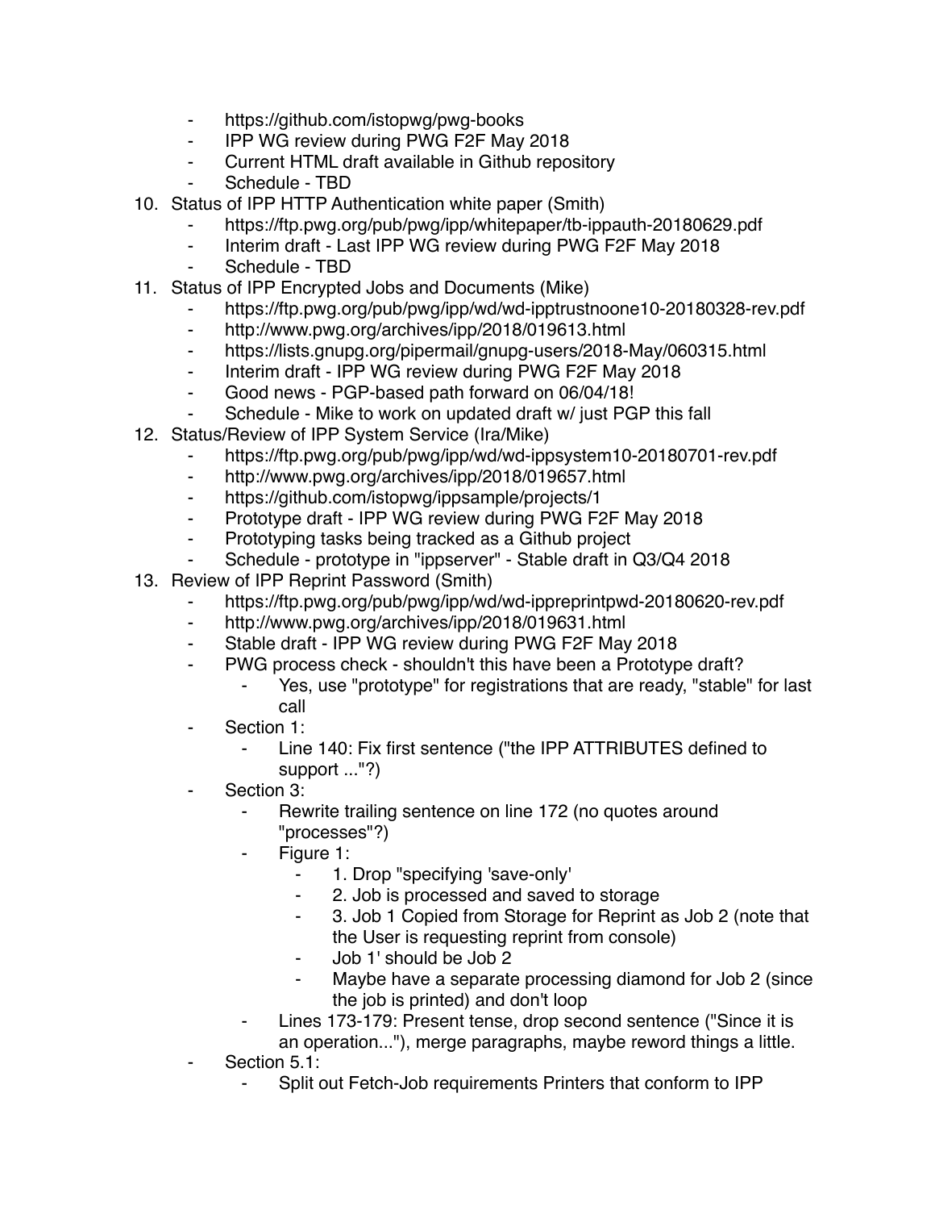- https://github.com/istopwg/pwg-books
    - IPP WG review during PWG F2F May 2018
    - Current HTML draft available in Github repository
    - Schedule - TBD

10. Status of IPP HTTP Authentication white paper (Smith)
    - https://ftp.pwg.org/pub/pwg/ipp/whitepaper/tb-ippauth-20180629.pdf
    - Interim draft - Last IPP WG review during PWG F2F May 2018
    - Schedule - TBD
11. Status of IPP Encrypted Jobs and Documents (Mike)
    - https://ftp.pwg.org/pub/pwg/ipp/wd/wd-ipptrustnoone10-20180328-rev.pdf
    - http://www.pwg.org/archives/ipp/2018/019613.html
    - https://lists.gnupg.org/pipermail/gnupg-users/2018-May/060315.html
    - Interim draft - IPP WG review during PWG F2F May 2018
    - Good news - PGP-based path forward on 06/04/18!
    - Schedule - Mike to work on updated draft w/ just PGP this fall
12. Status/Review of IPP System Service (Ira/Mike)
    - https://ftp.pwg.org/pub/pwg/ipp/wd/wd-ippsystem10-20180701-rev.pdf
    - http://www.pwg.org/archives/ipp/2018/019657.html
    - https://github.com/istopwg/ippsample/projects/1
    - Prototype draft - IPP WG review during PWG F2F May 2018
    - Prototyping tasks being tracked as a Github project
    - Schedule - prototype in "ippserver" - Stable draft in Q3/Q4 2018
13. Review of IPP Reprint Password (Smith)
    - https://ftp.pwg.org/pub/pwg/ipp/wd/wd-ippreprintpwd-20180620-rev.pdf
    - http://www.pwg.org/archives/ipp/2018/019631.html
    - Stable draft - IPP WG review during PWG F2F May 2018
    - PWG process check - shouldn't this have been a Prototype draft?
        - Yes, use "prototype" for registrations that are ready, "stable" for last call
    - Section 1:
        - Line 140: Fix first sentence ("the IPP ATTRIBUTES defined to support ..."?)
    - Section 3:
        - Rewrite trailing sentence on line 172 (no quotes around "processes"?)
        - Figure 1:
            - 1. Drop "specifying 'save-only'
            - 2. Job is processed and saved to storage
            - 3. Job 1 Copied from Storage for Reprint as Job 2 (note that the User is requesting reprint from console)
            - Job 1' should be Job 2
            - Maybe have a separate processing diamond for Job 2 (since the job is printed) and don't loop
        - Lines 173-179: Present tense, drop second sentence ("Since it is an operation..."), merge paragraphs, maybe reword things a little.
    - Section 5.1:
        - Split out Fetch-Job requirements Printers that conform to IPP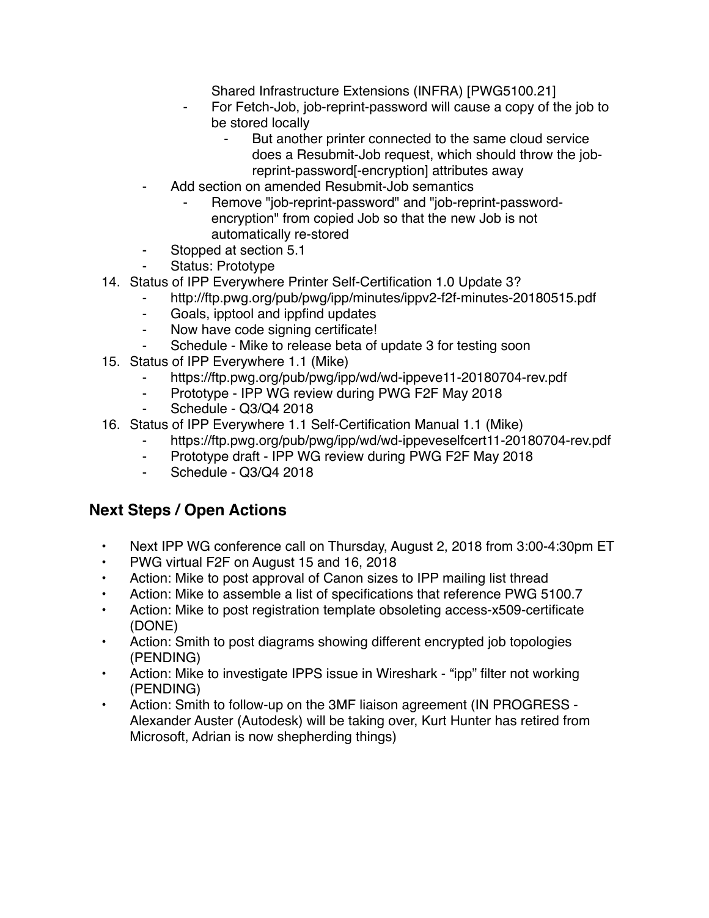Shared Infrastructure Extensions (INFRA) [PWG5100.21]
        - For Fetch-Job, job-reprint-password will cause a copy of the job to be stored locally
            - But another printer connected to the same cloud service does a Resubmit-Job request, which should throw the job-reprint-password[-encryption] attributes away
    - Add section on amended Resubmit-Job semantics
        - Remove "job-reprint-password" and "job-reprint-password-encryption" from copied Job so that the new Job is not automatically re-stored
    - Stopped at section 5.1
    - Status: Prototype

14. Status of IPP Everywhere Printer Self-Certification 1.0 Update 3?
    - http://ftp.pwg.org/pub/pwg/ipp/minutes/ippv2-f2f-minutes-20180515.pdf
    - Goals, ipptool and ippfind updates
    - Now have code signing certificate!
    - Schedule - Mike to release beta of update 3 for testing soon
15. Status of IPP Everywhere 1.1 (Mike)
    - https://ftp.pwg.org/pub/pwg/ipp/wd/wd-ippeve11-20180704-rev.pdf
    - Prototype - IPP WG review during PWG F2F May 2018
    - Schedule - Q3/Q4 2018
16. Status of IPP Everywhere 1.1 Self-Certification Manual 1.1 (Mike)
    - https://ftp.pwg.org/pub/pwg/ipp/wd/wd-ippeveselfcert11-20180704-rev.pdf
    - Prototype draft - IPP WG review during PWG F2F May 2018
    - Schedule - Q3/Q4 2018

## Next Steps / Open Actions

- Next IPP WG conference call on Thursday, August 2, 2018 from 3:00-4:30pm ET
- PWG virtual F2F on August 15 and 16, 2018
- Action: Mike to post approval of Canon sizes to IPP mailing list thread
- Action: Mike to assemble a list of specifications that reference PWG 5100.7
- Action: Mike to post registration template obsoleting access-x509-certificate (DONE)
- Action: Smith to post diagrams showing different encrypted job topologies (PENDING)
- Action: Mike to investigate IPPS issue in Wireshark - “ipp” filter not working (PENDING)
- Action: Smith to follow-up on the 3MF liaison agreement (IN PROGRESS - Alexander Auster (Autodesk) will be taking over, Kurt Hunter has retired from Microsoft, Adrian is now shepherding things)